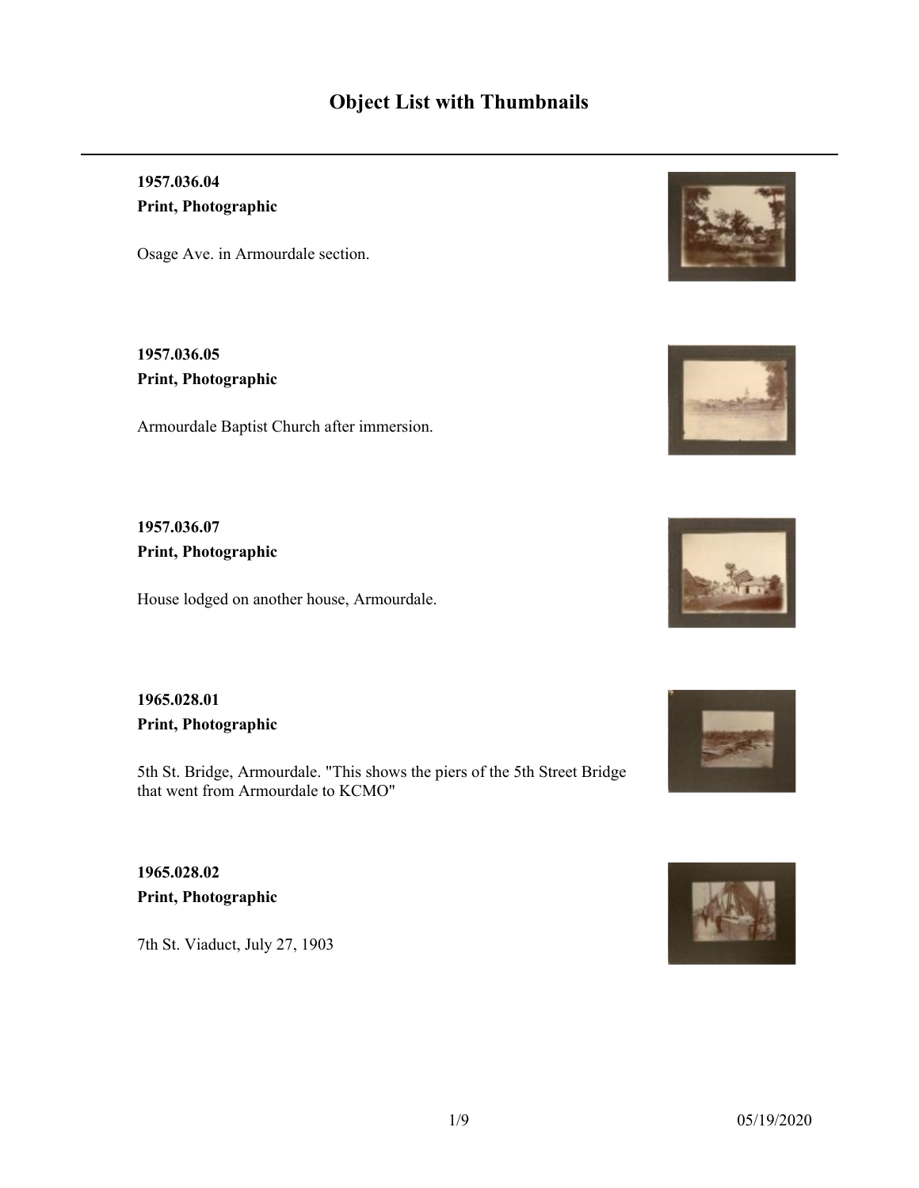# Object List with Thumbnails

**1957.036.04**

**Print, Photographic**

Osage Ave. in Armourdale section.

**1957.036.05**

**Print, Photographic**

Armourdale Baptist Church after immersion.

**1957.036.07**

**Print, Photographic**

House lodged on another house, Armourdale.

**1965.028.01**

**Print, Photographic**

5th St. Bridge, Armourdale. "This shows the piers of the 5th Street Bridge that went from Armourdale to KCMO"

**1965.028.02**

**Print, Photographic**

7th St. Viaduct, July 27, 1903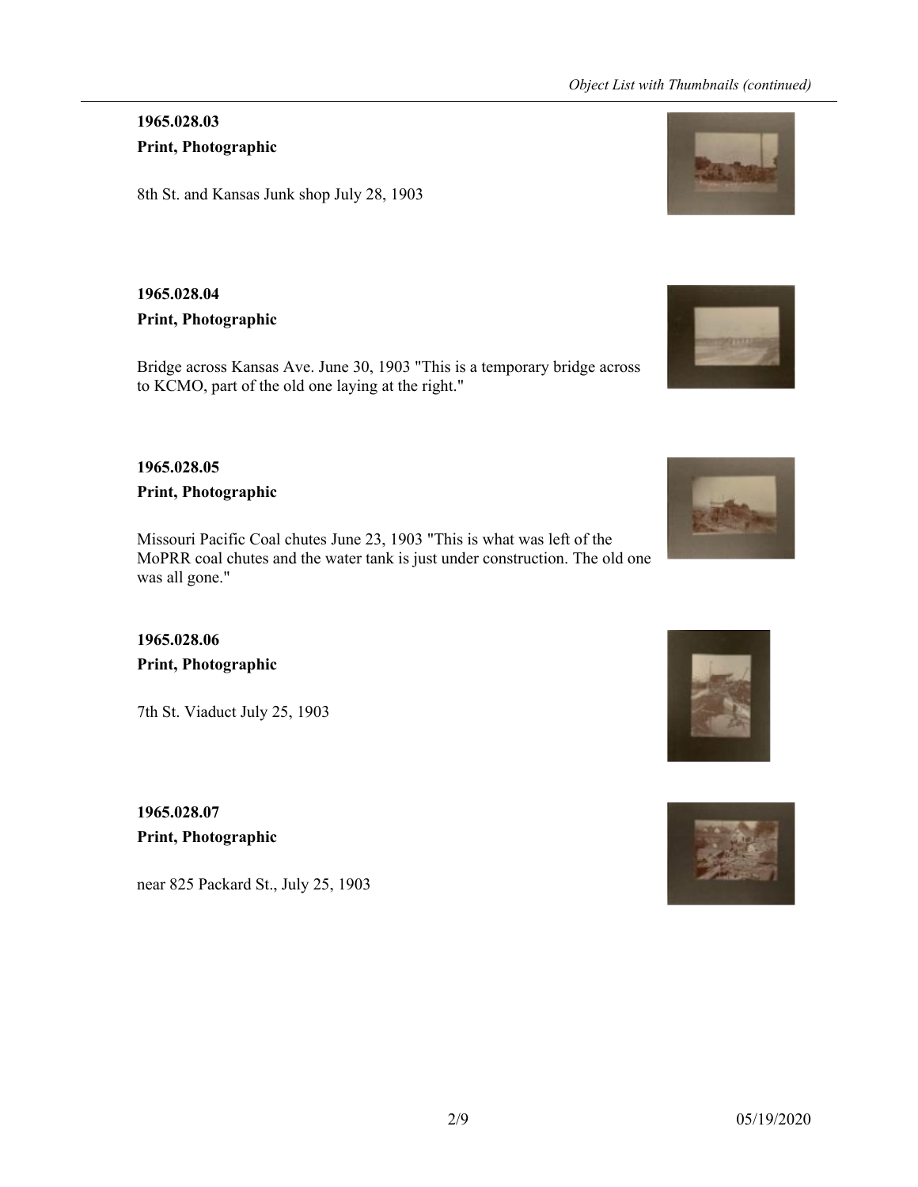**1965.028.03**

**Print, Photographic**

8th St. and Kansas Junk shop July 28, 1903

**1965.028.04**

**Print, Photographic**

Bridge across Kansas Ave. June 30, 1903 "This is a temporary bridge across to KCMO, part of the old one laying at the right."

**1965.028.05**

**Print, Photographic**

Missouri Pacific Coal chutes June 23, 1903 "This is what was left of the MoPRR coal chutes and the water tank is just under construction. The old one was all gone."

**1965.028.06**

**Print, Photographic**

7th St. Viaduct July 25, 1903

**1965.028.07**

**Print, Photographic**

near 825 Packard St., July 25, 1903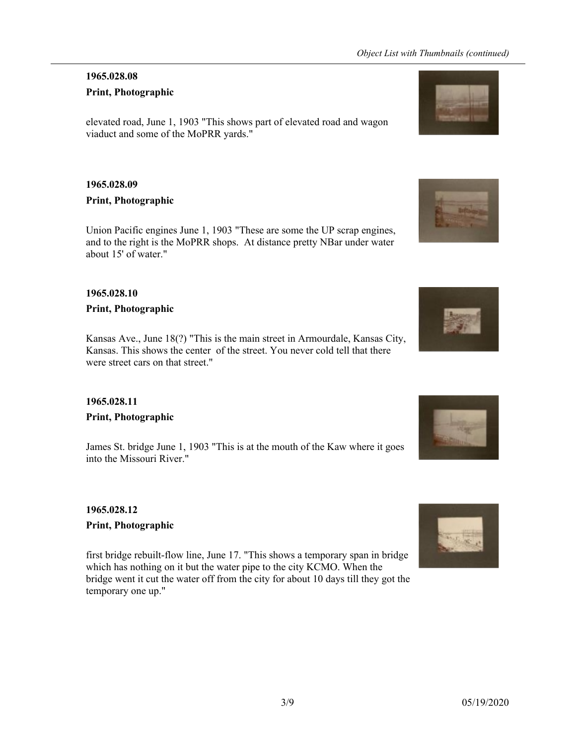**1965.028.08**

**Print, Photographic**

elevated road, June 1, 1903 "This shows part of elevated road and wagon viaduct and some of the MoPRR yards."

**1965.028.09**

**Print, Photographic**

Union Pacific engines June 1, 1903 "These are some the UP scrap engines, and to the right is the MoPRR shops. At distance pretty NBar under water about 15' of water."

**1965.028.10**

**Print, Photographic**

Kansas Ave., June 18(?) "This is the main street in Armourdale, Kansas City, Kansas. This shows the center of the street. You never cold tell that there were street cars on that street."

**1965.028.11**

**Print, Photographic**

James St. bridge June 1, 1903 "This is at the mouth of the Kaw where it goes into the Missouri River."

**1965.028.12**

**Print, Photographic**

first bridge rebuilt-flow line, June 17. "This shows a temporary span in bridge which has nothing on it but the water pipe to the city KCMO. When the bridge went it cut the water off from the city for about 10 days till they got the temporary one up."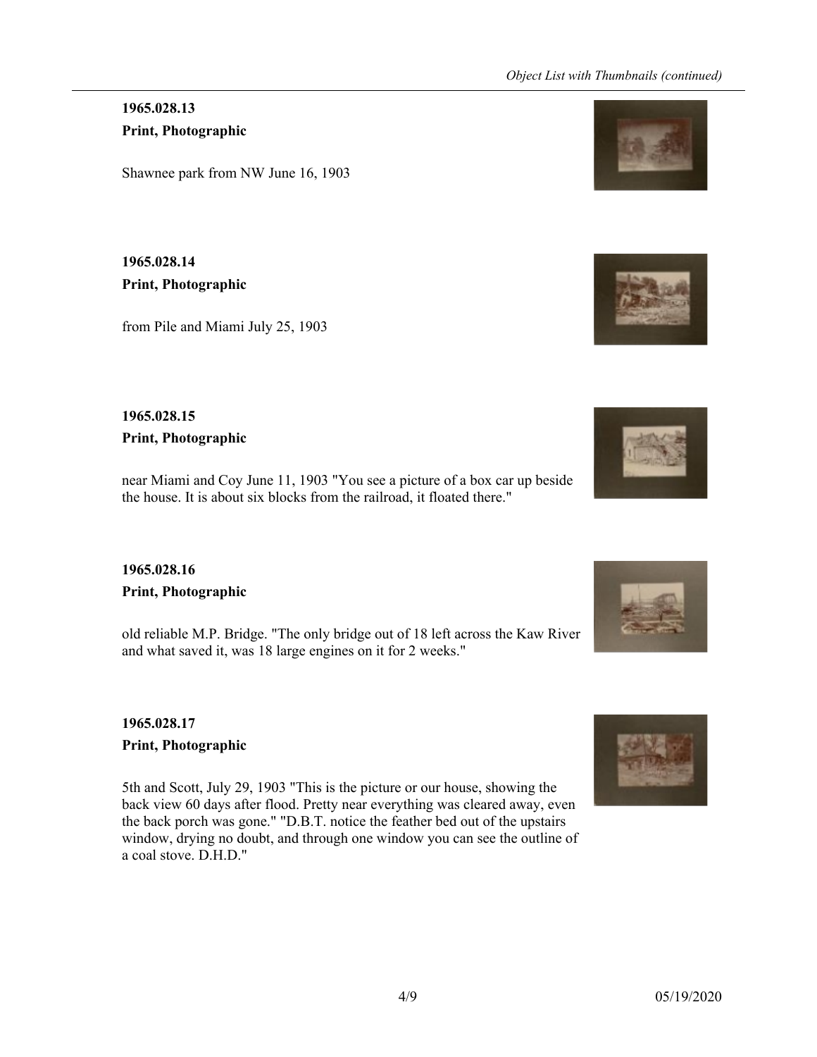**1965.028.13**

**Print, Photographic**

Shawnee park from NW June 16, 1903

**1965.028.14**

**Print, Photographic**

from Pile and Miami July 25, 1903

**1965.028.15**

**Print, Photographic**

near Miami and Coy June 11, 1903 "You see a picture of a box car up beside the house. It is about six blocks from the railroad, it floated there."

**1965.028.16**

**Print, Photographic**

old reliable M.P. Bridge. "The only bridge out of 18 left across the Kaw River and what saved it, was 18 large engines on it for 2 weeks."

**1965.028.17**

**Print, Photographic**

5th and Scott, July 29, 1903 "This is the picture or our house, showing the back view 60 days after flood. Pretty near everything was cleared away, even the back porch was gone." "D.B.T. notice the feather bed out of the upstairs window, drying no doubt, and through one window you can see the outline of a coal stove. D.H.D."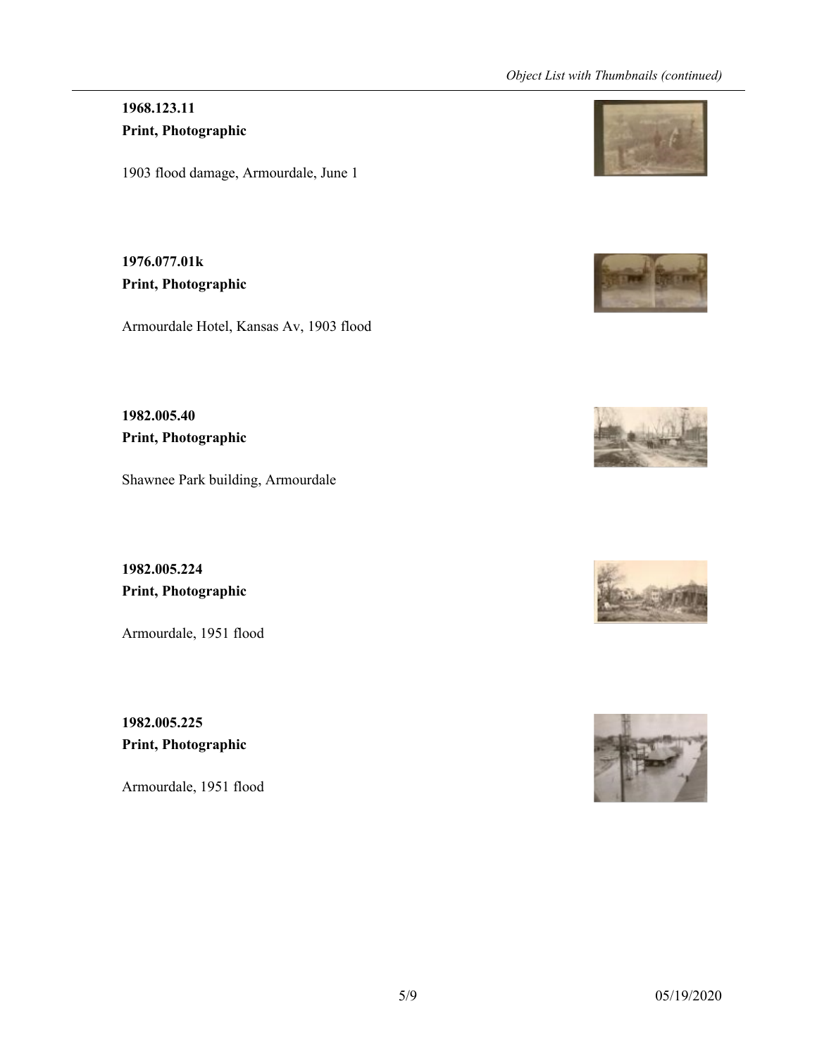**1968.123.11**
**Print, Photographic**

1903 flood damage, Armourdale, June 1

**1976.077.01k**
**Print, Photographic**

Armourdale Hotel, Kansas Av, 1903 flood

**1982.005.40**
**Print, Photographic**

Shawnee Park building, Armourdale

**1982.005.224**
**Print, Photographic**

Armourdale, 1951 flood

**1982.005.225**
**Print, Photographic**

Armourdale, 1951 flood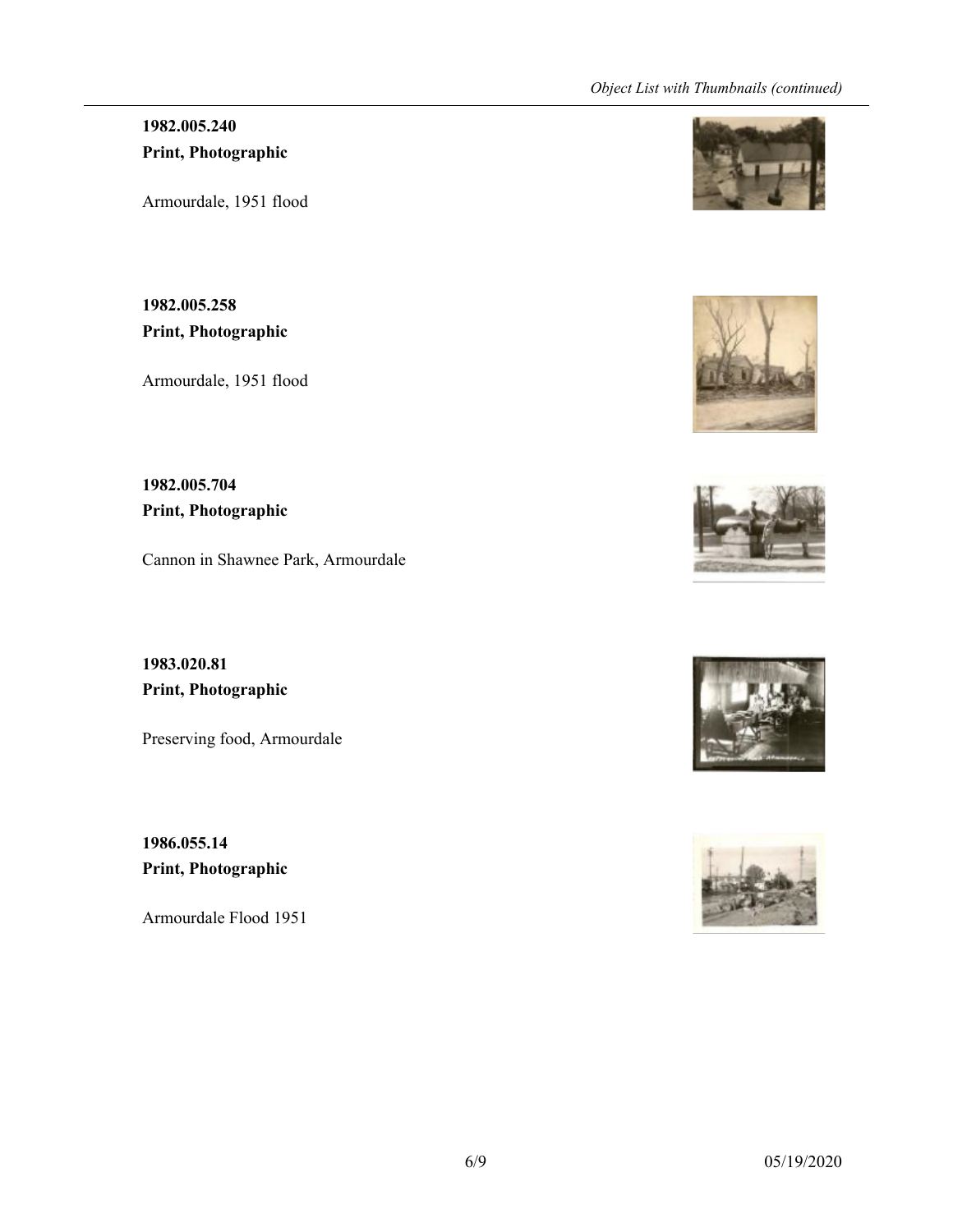**1982.005.240**
**Print, Photographic**

Armourdale, 1951 flood

**1982.005.258**
**Print, Photographic**

Armourdale, 1951 flood

**1982.005.704**
**Print, Photographic**

Cannon in Shawnee Park, Armourdale

**1983.020.81**
**Print, Photographic**

Preserving food, Armourdale

**1986.055.14**
**Print, Photographic**

Armourdale Flood 1951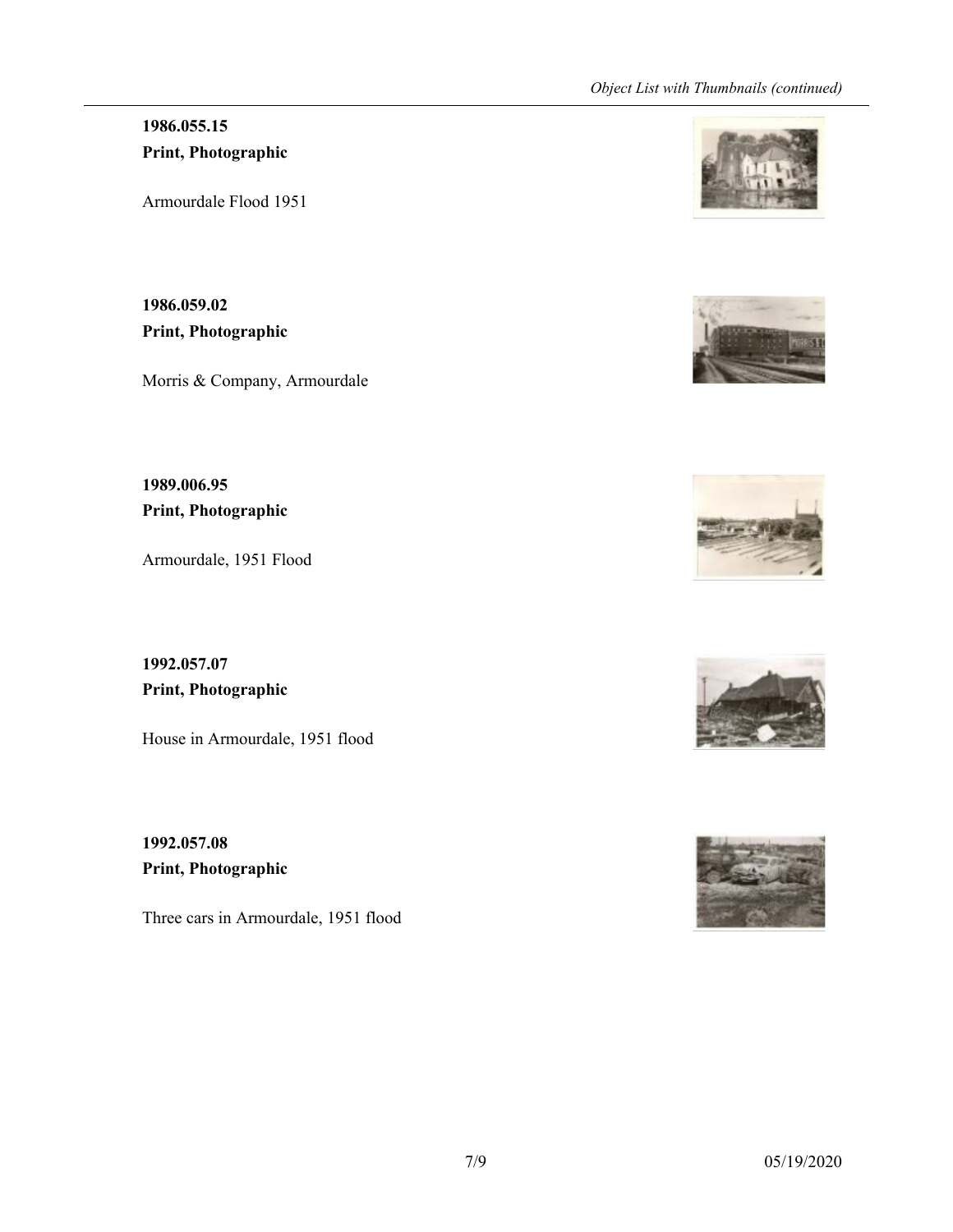**1986.055.15**
**Print, Photographic**

Armourdale Flood 1951

**1986.059.02**
**Print, Photographic**

Morris & Company, Armourdale

**1989.006.95**
**Print, Photographic**

Armourdale, 1951 Flood

**1992.057.07**
**Print, Photographic**

House in Armourdale, 1951 flood

**1992.057.08**
**Print, Photographic**

Three cars in Armourdale, 1951 flood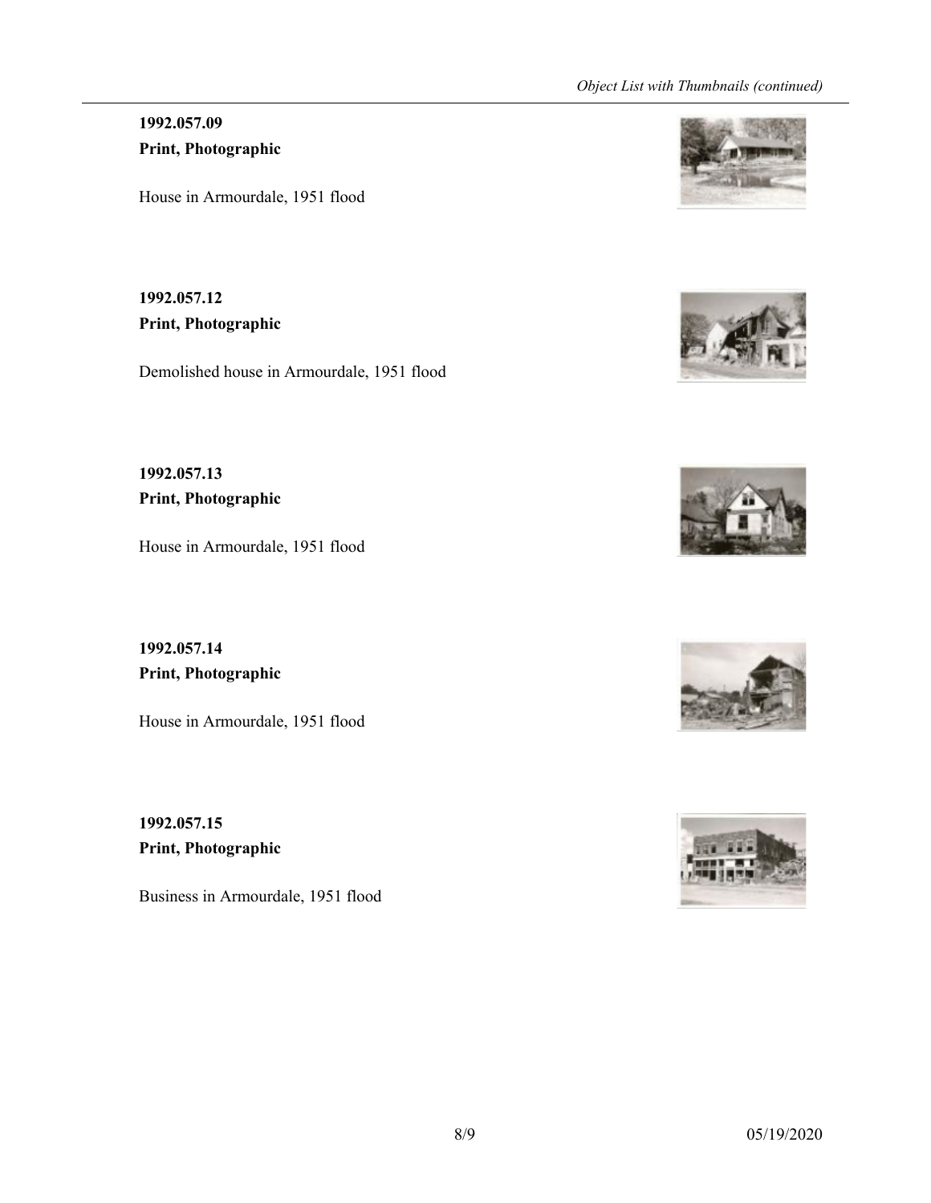**1992.057.09**
**Print, Photographic**

House in Armourdale, 1951 flood

**1992.057.12**
**Print, Photographic**

Demolished house in Armourdale, 1951 flood

**1992.057.13**
**Print, Photographic**

House in Armourdale, 1951 flood

**1992.057.14**
**Print, Photographic**

House in Armourdale, 1951 flood

**1992.057.15**
**Print, Photographic**

Business in Armourdale, 1951 flood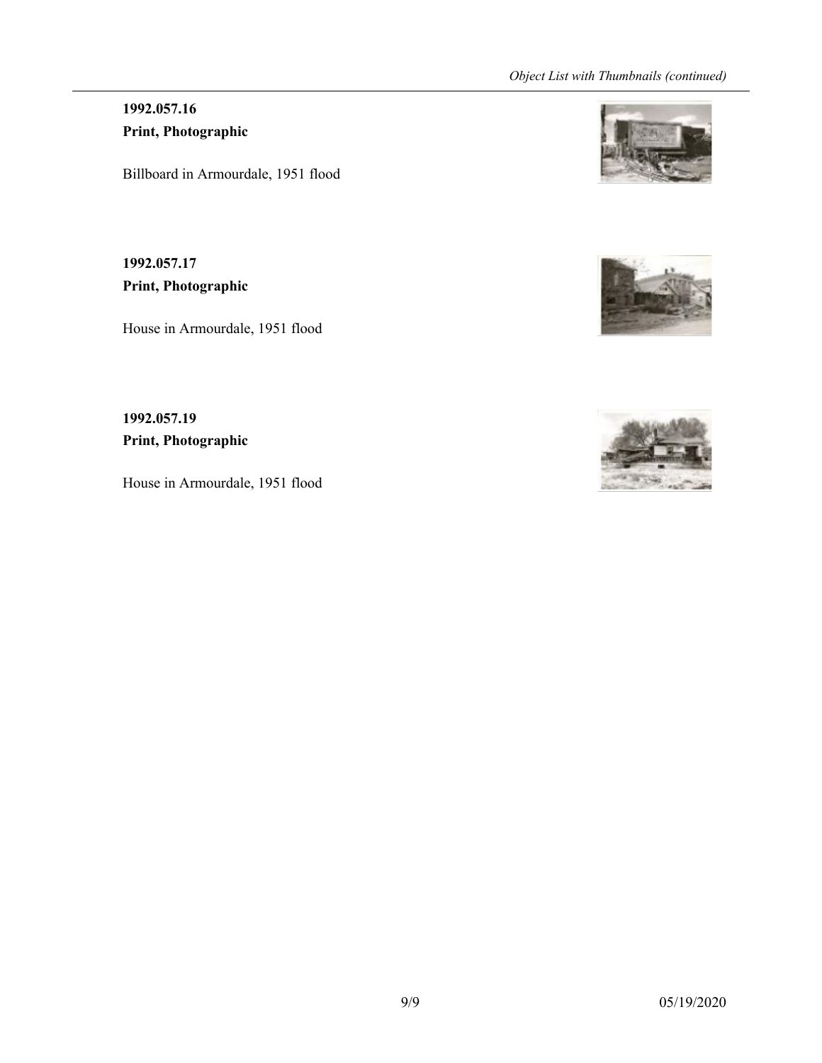**1992.057.16**
**Print, Photographic**

Billboard in Armourdale, 1951 flood

**1992.057.17**
**Print, Photographic**

House in Armourdale, 1951 flood

**1992.057.19**
**Print, Photographic**

House in Armourdale, 1951 flood